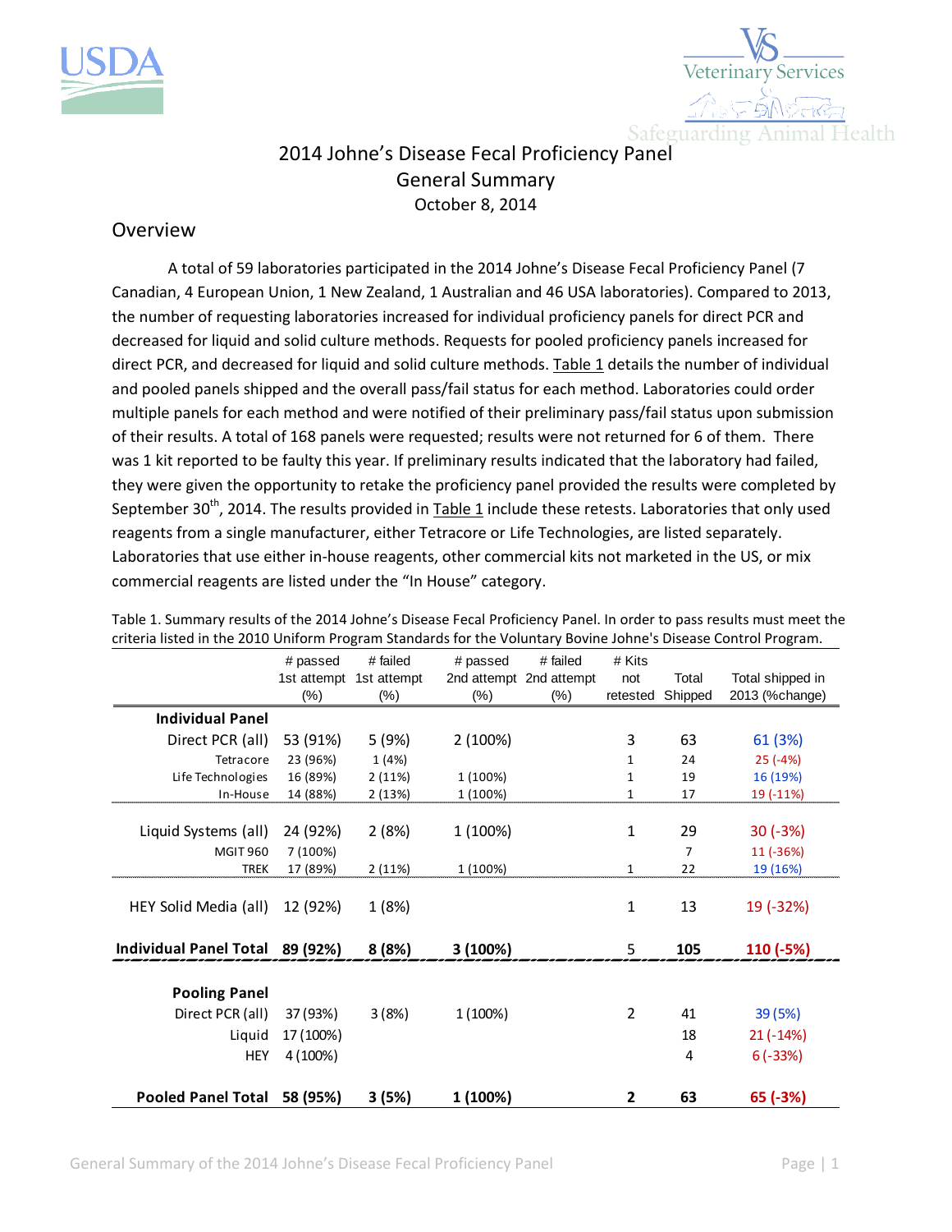# 2014 Johne's Disease Fecal Proficiency Panel
## General Summary
October 8, 2014

## Overview

A total of 59 laboratories participated in the 2014 Johne's Disease Fecal Proficiency Panel (7 Canadian, 4 European Union, 1 New Zealand, 1 Australian and 46 USA laboratories). Compared to 2013, the number of requesting laboratories increased for individual proficiency panels for direct PCR and decreased for liquid and solid culture methods. Requests for pooled proficiency panels increased for direct PCR, and decreased for liquid and solid culture methods. Table 1 details the number of individual and pooled panels shipped and the overall pass/fail status for each method. Laboratories could order multiple panels for each method and were notified of their preliminary pass/fail status upon submission of their results. A total of 168 panels were requested; results were not returned for 6 of them. There was 1 kit reported to be faulty this year. If preliminary results indicated that the laboratory had failed, they were given the opportunity to retake the proficiency panel provided the results were completed by September 30th, 2014. The results provided in Table 1 include these retests. Laboratories that only used reagents from a single manufacturer, either Tetracore or Life Technologies, are listed separately. Laboratories that use either in-house reagents, other commercial kits not marketed in the US, or mix commercial reagents are listed under the "In House" category.

Table 1. Summary results of the 2014 Johne's Disease Fecal Proficiency Panel. In order to pass results must meet the criteria listed in the 2010 Uniform Program Standards for the Voluntary Bovine Johne's Disease Control Program.

| | # passed 1st attempt (%) | # failed 1st attempt (%) | # passed 2nd attempt (%) | # failed 2nd attempt (%) | # Kits not retested | Total Shipped | Total shipped in 2013 (%change) |
|---|---|---|---|---|---|---|---|
| **Individual Panel** | | | | | | | |
| Direct PCR (all) | 53 (91%) | 5 (9%) | 2 (100%) | | 3 | 63 | 61 (3%) |
| Tetracore | 23 (96%) | 1 (4%) | | | 1 | 24 | 25 (-4%) |
| Life Technologies | 16 (89%) | 2 (11%) | 1 (100%) | | 1 | 19 | 16 (19%) |
| In-House | 14 (88%) | 2 (13%) | 1 (100%) | | 1 | 17 | 19 (-11%) |
| Liquid Systems (all) | 24 (92%) | 2 (8%) | 1 (100%) | | 1 | 29 | 30 (-3%) |
| MGIT 960 | 7 (100%) | | | | | 7 | 11 (-36%) |
| TREK | 17 (89%) | 2 (11%) | 1 (100%) | | 1 | 22 | 19 (16%) |
| HEY Solid Media (all) | 12 (92%) | 1 (8%) | | | 1 | 13 | 19 (-32%) |
| **Individual Panel Total** | **89 (92%)** | **8 (8%)** | **3 (100%)** | | 5 | **105** | **110 (-5%)** |
| **Pooling Panel** | | | | | | | |
| Direct PCR (all) | 37 (93%) | 3 (8%) | 1 (100%) | | 2 | 41 | 39 (5%) |
| Liquid | 17 (100%) | | | | | 18 | 21 (-14%) |
| HEY | 4 (100%) | | | | | 4 | 6 (-33%) |
| **Pooled Panel Total** | **58 (95%)** | **3 (5%)** | **1 (100%)** | | **2** | **63** | **65 (-3%)** |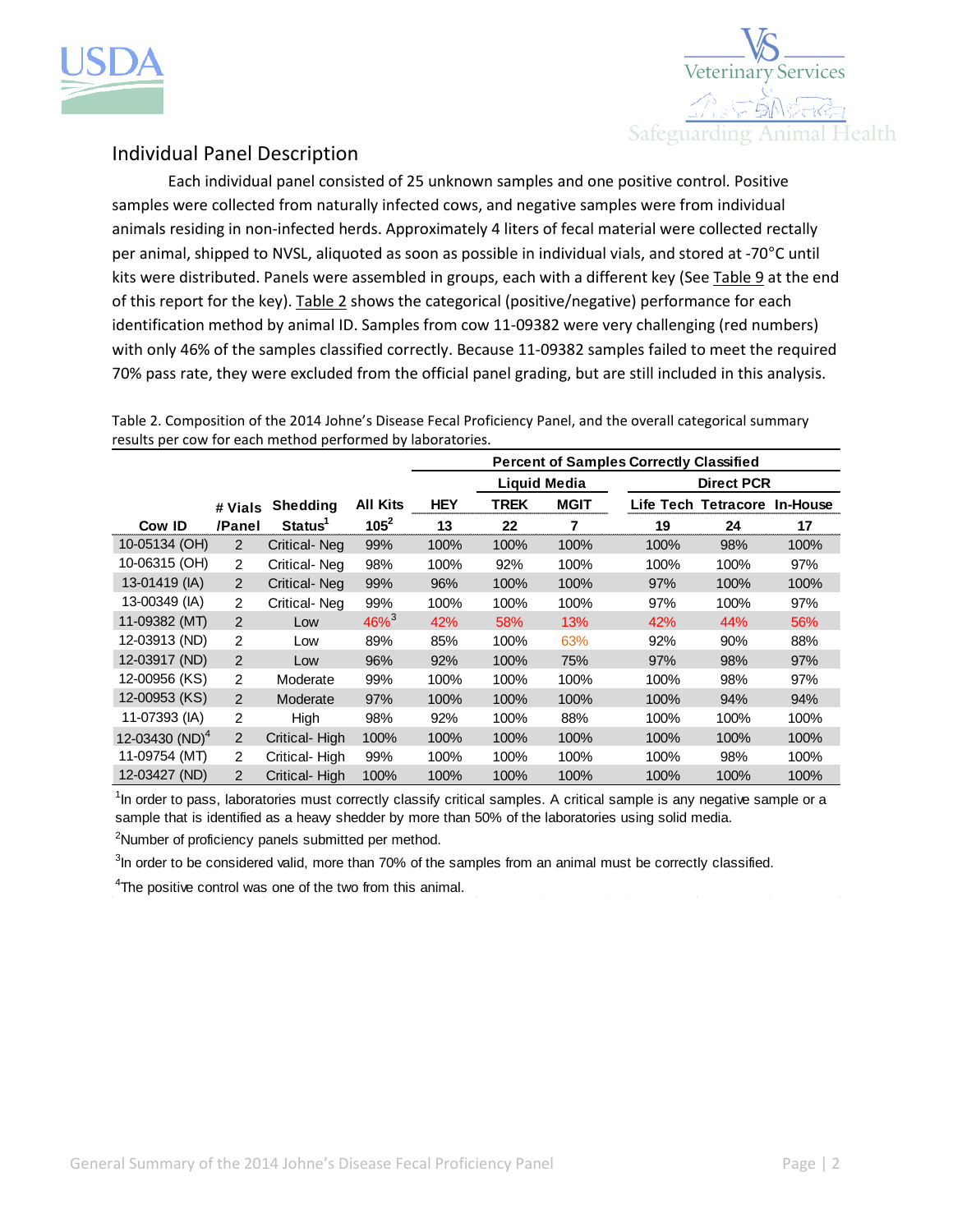## Individual Panel Description

Each individual panel consisted of 25 unknown samples and one positive control. Positive samples were collected from naturally infected cows, and negative samples were from individual animals residing in non-infected herds. Approximately 4 liters of fecal material were collected rectally per animal, shipped to NVSL, aliquoted as soon as possible in individual vials, and stored at -70°C until kits were distributed. Panels were assembled in groups, each with a different key (See Table 9 at the end of this report for the key). Table 2 shows the categorical (positive/negative) performance for each identification method by animal ID. Samples from cow 11-09382 were very challenging (red numbers) with only 46% of the samples classified correctly. Because 11-09382 samples failed to meet the required 70% pass rate, they were excluded from the official panel grading, but are still included in this analysis.

Table 2. Composition of the 2014 Johne's Disease Fecal Proficiency Panel, and the overall categorical summary results per cow for each method performed by laboratories.

| | | | | Percent of Samples Correctly Classified | | | | | |
|---|---|---|---|---|---|---|---|---|---|
| | | | | | Liquid Media | | Direct PCR | | |
| | # Vials | Shedding | All Kits | HEY | TREK | MGIT | Life Tech | Tetracore | In-House |
| Cow ID | /Panel | Status[1] | 105[2] | 13 | 22 | 7 | 19 | 24 | 17 |
| 10-05134 (OH) | 2 | Critical- Neg | 99% | 100% | 100% | 100% | 100% | 98% | 100% |
| 10-06315 (OH) | 2 | Critical- Neg | 98% | 100% | 92% | 100% | 100% | 100% | 97% |
| 13-01419 (IA) | 2 | Critical- Neg | 99% | 96% | 100% | 100% | 97% | 100% | 100% |
| 13-00349 (IA) | 2 | Critical- Neg | 99% | 100% | 100% | 100% | 97% | 100% | 97% |
| 11-09382 (MT) | 2 | Low | 46%[3] | 42% | 58% | 13% | 42% | 44% | 56% |
| 12-03913 (ND) | 2 | Low | 89% | 85% | 100% | 63% | 92% | 90% | 88% |
| 12-03917 (ND) | 2 | Low | 96% | 92% | 100% | 75% | 97% | 98% | 97% |
| 12-00956 (KS) | 2 | Moderate | 99% | 100% | 100% | 100% | 100% | 98% | 97% |
| 12-00953 (KS) | 2 | Moderate | 97% | 100% | 100% | 100% | 100% | 94% | 94% |
| 11-07393 (IA) | 2 | High | 98% | 92% | 100% | 88% | 100% | 100% | 100% |
| 12-03430 (ND)[4] | 2 | Critical- High | 100% | 100% | 100% | 100% | 100% | 100% | 100% |
| 11-09754 (MT) | 2 | Critical- High | 99% | 100% | 100% | 100% | 100% | 98% | 100% |
| 12-03427 (ND) | 2 | Critical- High | 100% | 100% | 100% | 100% | 100% | 100% | 100% |

[1]In order to pass, laboratories must correctly classify critical samples. A critical sample is any negative sample or a sample that is identified as a heavy shedder by more than 50% of the laboratories using solid media.

[2]Number of proficiency panels submitted per method.

[3]In order to be considered valid, more than 70% of the samples from an animal must be correctly classified.

[4]The positive control was one of the two from this animal.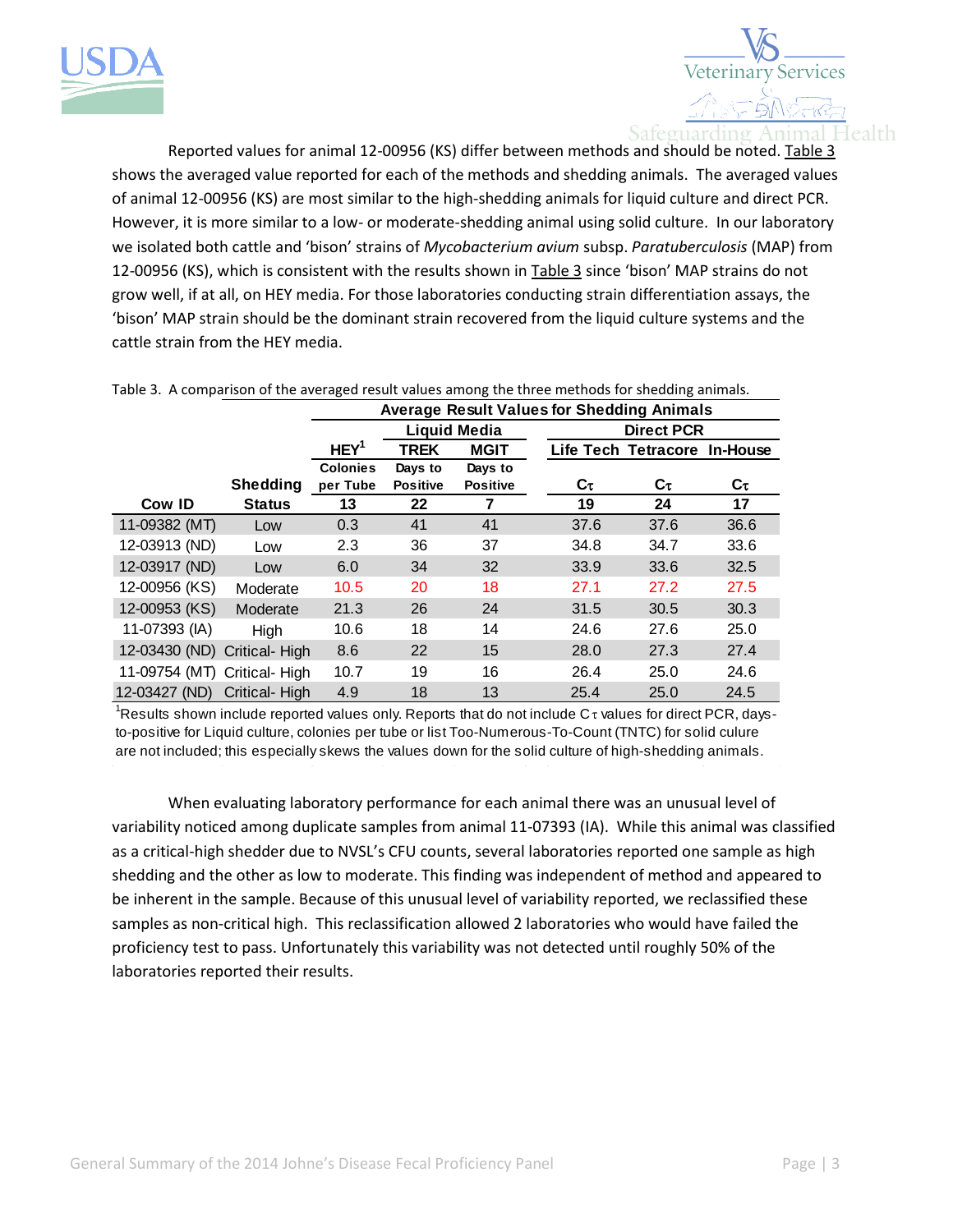Reported values for animal 12-00956 (KS) differ between methods and should be noted. Table 3 shows the averaged value reported for each of the methods and shedding animals. The averaged values of animal 12-00956 (KS) are most similar to the high-shedding animals for liquid culture and direct PCR. However, it is more similar to a low- or moderate-shedding animal using solid culture. In our laboratory we isolated both cattle and 'bison' strains of *Mycobacterium avium* subsp. *Paratuberculosis* (MAP) from 12-00956 (KS), which is consistent with the results shown in Table 3 since 'bison' MAP strains do not grow well, if at all, on HEY media. For those laboratories conducting strain differentiation assays, the 'bison' MAP strain should be the dominant strain recovered from the liquid culture systems and the cattle strain from the HEY media.

Table 3. A comparison of the averaged result values among the three methods for shedding animals.

| | | Average Result Values for Shedding Animals | | | | | |
|---|---|---|---|---|---|---|---|
| | | | Liquid Media | | Direct PCR | | |
| | | HEY[1] | TREK | MGIT | Life Tech | Tetracore | In-House |
| | Shedding | Colonies per Tube | Days to Positive | Days to Positive | $C_T$ | $C_T$ | $C_T$ |
| **Cow ID** | **Status** | **13** | **22** | **7** | **19** | **24** | **17** |
| 11-09382 (MT) | Low | 0.3 | 41 | 41 | 37.6 | 37.6 | 36.6 |
| 12-03913 (ND) | Low | 2.3 | 36 | 37 | 34.8 | 34.7 | 33.6 |
| 12-03917 (ND) | Low | 6.0 | 34 | 32 | 33.9 | 33.6 | 32.5 |
| 12-00956 (KS) | Moderate | 10.5 | 20 | 18 | 27.1 | 27.2 | 27.5 |
| 12-00953 (KS) | Moderate | 21.3 | 26 | 24 | 31.5 | 30.5 | 30.3 |
| 11-07393 (IA) | High | 10.6 | 18 | 14 | 24.6 | 27.6 | 25.0 |
| 12-03430 (ND) | Critical- High | 8.6 | 22 | 15 | 28.0 | 27.3 | 27.4 |
| 11-09754 (MT) | Critical- High | 10.7 | 19 | 16 | 26.4 | 25.0 | 24.6 |
| 12-03427 (ND) | Critical- High | 4.9 | 18 | 13 | 25.4 | 25.0 | 24.5 |

[1]Results shown include reported values only. Reports that do not include $C_T$ values for direct PCR, days-to-positive for Liquid culture, colonies per tube or list Too-Numerous-To-Count (TNTC) for solid culure are not included; this especially skews the values down for the solid culture of high-shedding animals.

When evaluating laboratory performance for each animal there was an unusual level of variability noticed among duplicate samples from animal 11-07393 (IA). While this animal was classified as a critical-high shedder due to NVSL's CFU counts, several laboratories reported one sample as high shedding and the other as low to moderate. This finding was independent of method and appeared to be inherent in the sample. Because of this unusual level of variability reported, we reclassified these samples as non-critical high. This reclassification allowed 2 laboratories who would have failed the proficiency test to pass. Unfortunately this variability was not detected until roughly 50% of the laboratories reported their results.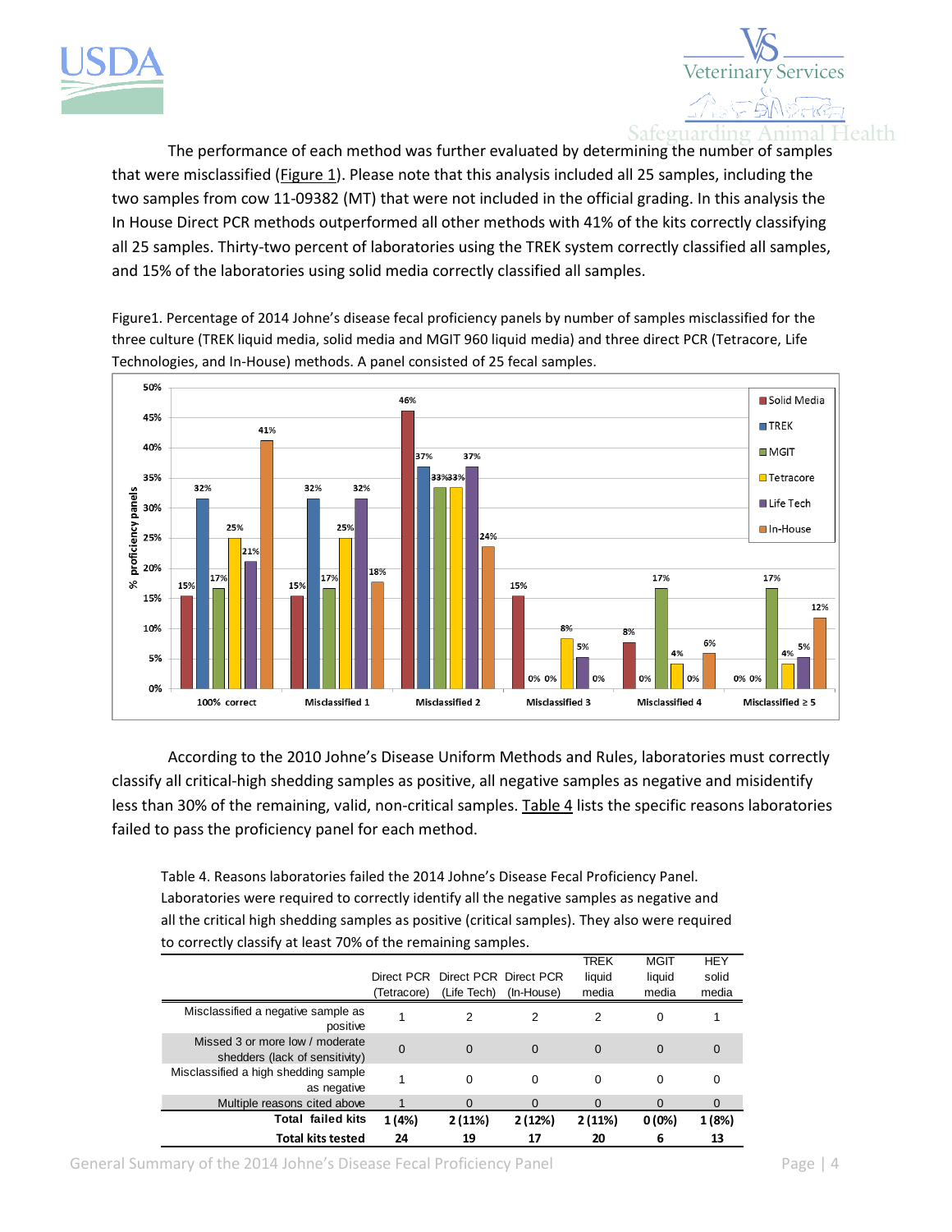The performance of each method was further evaluated by determining the number of samples that were misclassified (Figure 1). Please note that this analysis included all 25 samples, including the two samples from cow 11-09382 (MT) that were not included in the official grading. In this analysis the In House Direct PCR methods outperformed all other methods with 41% of the kits correctly classifying all 25 samples. Thirty-two percent of laboratories using the TREK system correctly classified all samples, and 15% of the laboratories using solid media correctly classified all samples.

Figure1. Percentage of 2014 Johne's disease fecal proficiency panels by number of samples misclassified for the three culture (TREK liquid media, solid media and MGIT 960 liquid media) and three direct PCR (Tetracore, Life Technologies, and In-House) methods. A panel consisted of 25 fecal samples.

| % proficiency panels | Solid Media | TREK | MGIT | Tetracore | Life Tech | In-House |
|---|---|---|---|---|---|---|
| 100% correct | 15% | 32% | 17% | 25% | 21% | 41% |
| Misclassified 1 | 15% | 32% | 17% | 25% | 32% | 18% |
| Misclassified 2 | 46% | 37% | 33% | 33% | 37% | 24% |
| Misclassified 3 | 15% | 0% | 0% | 8% | 5% | 0% |
| Misclassified 4 | 8% | 0% | 17% | 4% | 0% | 6% |
| Misclassified ≥ 5 | 0% | 0% | 17% | 4% | 5% | 12% |

According to the 2010 Johne's Disease Uniform Methods and Rules, laboratories must correctly classify all critical-high shedding samples as positive, all negative samples as negative and misidentify less than 30% of the remaining, valid, non-critical samples. Table 4 lists the specific reasons laboratories failed to pass the proficiency panel for each method.

Table 4. Reasons laboratories failed the 2014 Johne's Disease Fecal Proficiency Panel. Laboratories were required to correctly identify all the negative samples as negative and all the critical high shedding samples as positive (critical samples). They also were required to correctly classify at least 70% of the remaining samples.

| | Direct PCR (Tetracore) | Direct PCR (Life Tech) | Direct PCR (In-House) | TREK liquid media | MGIT liquid media | HEY solid media |
|---|---|---|---|---|---|---|
| Misclassified a negative sample as positive | 1 | 2 | 2 | 2 | 0 | 1 |
| Missed 3 or more low / moderate shedders (lack of sensitivity) | 0 | 0 | 0 | 0 | 0 | 0 |
| Misclassified a high shedding sample as negative | 1 | 0 | 0 | 0 | 0 | 0 |
| Multiple reasons cited above | 1 | 0 | 0 | 0 | 0 | 0 |
| **Total failed kits** | **1 (4%)** | **2 (11%)** | **2 (12%)** | **2 (11%)** | **0 (0%)** | **1 (8%)** |
| **Total kits tested** | **24** | **19** | **17** | **20** | **6** | **13** |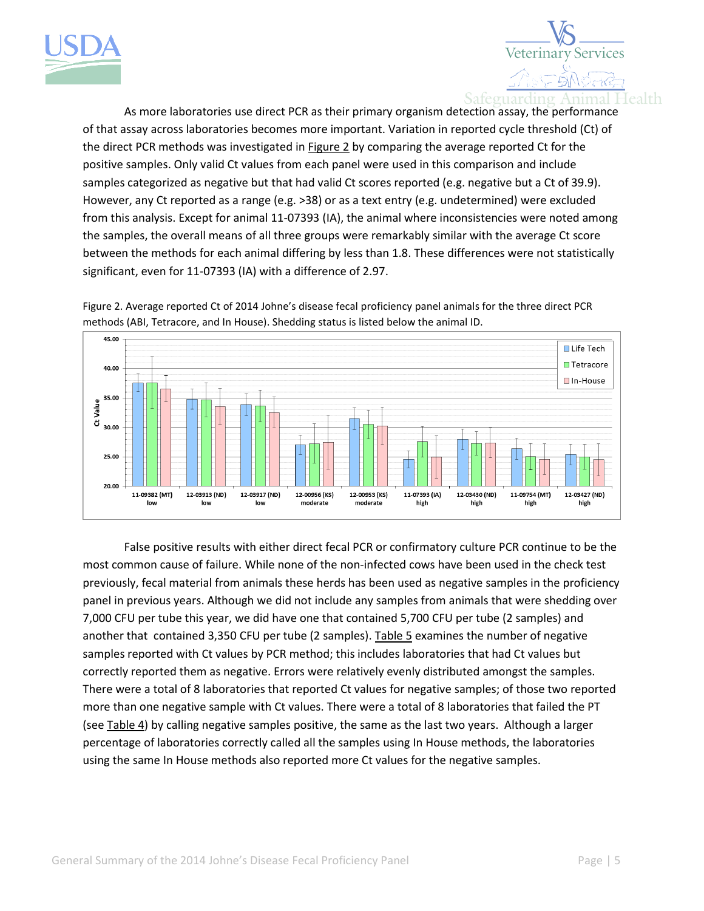As more laboratories use direct PCR as their primary organism detection assay, the performance of that assay across laboratories becomes more important. Variation in reported cycle threshold (Ct) of the direct PCR methods was investigated in Figure 2 by comparing the average reported Ct for the positive samples. Only valid Ct values from each panel were used in this comparison and include samples categorized as negative but that had valid Ct scores reported (e.g. negative but a Ct of 39.9). However, any Ct reported as a range (e.g. >38) or as a text entry (e.g. undetermined) were excluded from this analysis. Except for animal 11-07393 (IA), the animal where inconsistencies were noted among the samples, the overall means of all three groups were remarkably similar with the average Ct score between the methods for each animal differing by less than 1.8. These differences were not statistically significant, even for 11-07393 (IA) with a difference of 2.97.

Figure 2. Average reported Ct of 2014 Johne's disease fecal proficiency panel animals for the three direct PCR methods (ABI, Tetracore, and In House). Shedding status is listed below the animal ID.

False positive results with either direct fecal PCR or confirmatory culture PCR continue to be the most common cause of failure. While none of the non-infected cows have been used in the check test previously, fecal material from animals these herds has been used as negative samples in the proficiency panel in previous years. Although we did not include any samples from animals that were shedding over 7,000 CFU per tube this year, we did have one that contained 5,700 CFU per tube (2 samples) and another that contained 3,350 CFU per tube (2 samples). Table 5 examines the number of negative samples reported with Ct values by PCR method; this includes laboratories that had Ct values but correctly reported them as negative. Errors were relatively evenly distributed amongst the samples. There were a total of 8 laboratories that reported Ct values for negative samples; of those two reported more than one negative sample with Ct values. There were a total of 8 laboratories that failed the PT (see Table 4) by calling negative samples positive, the same as the last two years. Although a larger percentage of laboratories correctly called all the samples using In House methods, the laboratories using the same In House methods also reported more Ct values for the negative samples.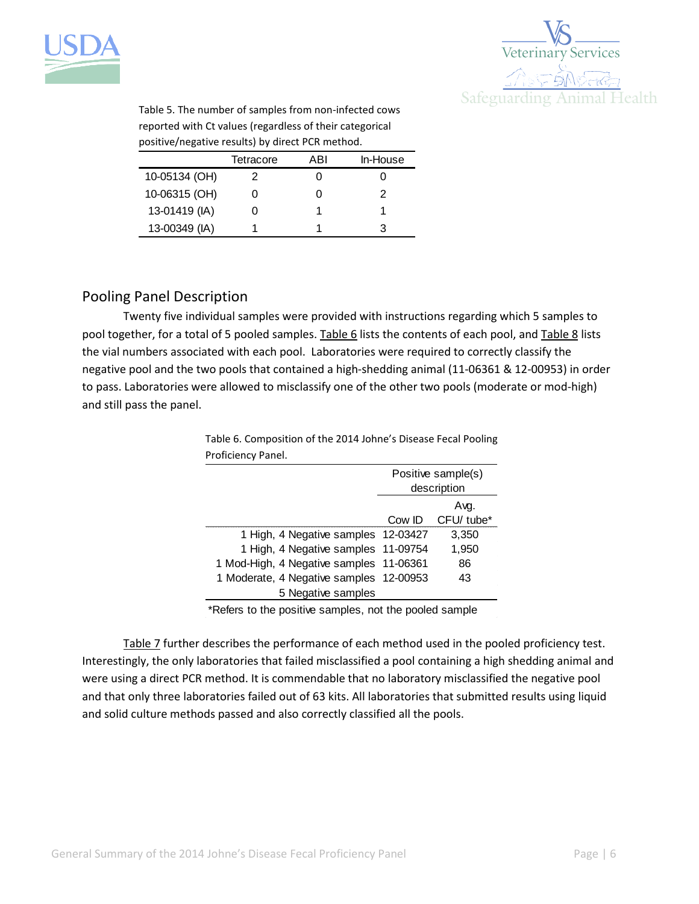Table 5. The number of samples from non-infected cows reported with Ct values (regardless of their categorical positive/negative results) by direct PCR method.

| | Tetracore | ABI | In-House |
|---|---|---|---|
| 10-05134 (OH) | 2 | 0 | 0 |
| 10-06315 (OH) | 0 | 0 | 2 |
| 13-01419 (IA) | 0 | 1 | 1 |
| 13-00349 (IA) | 1 | 1 | 3 |

## Pooling Panel Description

Twenty five individual samples were provided with instructions regarding which 5 samples to pool together, for a total of 5 pooled samples. Table 6 lists the contents of each pool, and Table 8 lists the vial numbers associated with each pool. Laboratories were required to correctly classify the negative pool and the two pools that contained a high-shedding animal (11-06361 & 12-00953) in order to pass. Laboratories were allowed to misclassify one of the other two pools (moderate or mod-high) and still pass the panel.

Table 6. Composition of the 2014 Johne's Disease Fecal Pooling Proficiency Panel.

| | Positive sample(s) description | |
|---|---|---|
| | Cow ID | Avg. CFU/ tube* |
| 1 High, 4 Negative samples | 12-03427 | 3,350 |
| 1 High, 4 Negative samples | 11-09754 | 1,950 |
| 1 Mod-High, 4 Negative samples | 11-06361 | 86 |
| 1 Moderate, 4 Negative samples | 12-00953 | 43 |
| 5 Negative samples | | |

*Refers to the positive samples, not the pooled sample

Table 7 further describes the performance of each method used in the pooled proficiency test. Interestingly, the only laboratories that failed misclassified a pool containing a high shedding animal and were using a direct PCR method. It is commendable that no laboratory misclassified the negative pool and that only three laboratories failed out of 63 kits. All laboratories that submitted results using liquid and solid culture methods passed and also correctly classified all the pools.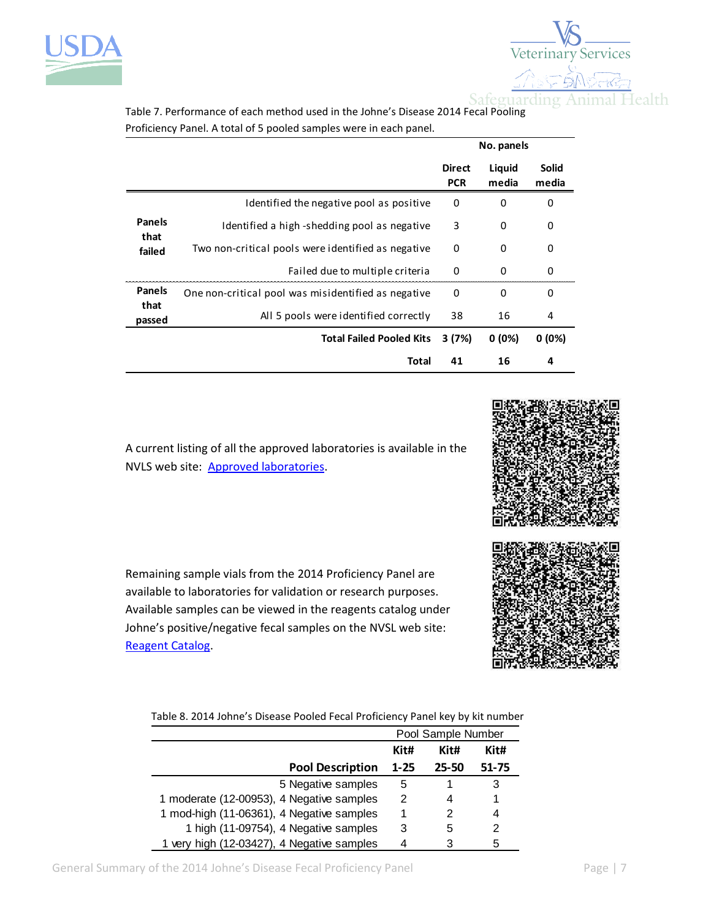Table 7. Performance of each method used in the Johne's Disease 2014 Fecal Pooling Proficiency Panel. A total of 5 pooled samples were in each panel.

| | | No. panels | | |
|---|---|---|---|---|
| | | **Direct PCR** | **Liquid media** | **Solid media** |
| **Panels that failed** | Identified the negative pool as positive | 0 | 0 | 0 |
| | Identified a high-shedding pool as negative | 3 | 0 | 0 |
| | Two non-critical pools were identified as negative | 0 | 0 | 0 |
| | Failed due to multiple criteria | 0 | 0 | 0 |
| **Panels that passed** | One non-critical pool was misidentified as negative | 0 | 0 | 0 |
| | All 5 pools were identified correctly | 38 | 16 | 4 |
| | **Total Failed Pooled Kits** | **3 (7%)** | **0 (0%)** | **0 (0%)** |
| | **Total** | **41** | **16** | **4** |

A current listing of all the approved laboratories is available in the NVLS web site: [Approved laboratories](#).

Remaining sample vials from the 2014 Proficiency Panel are available to laboratories for validation or research purposes. Available samples can be viewed in the reagents catalog under Johne's positive/negative fecal samples on the NVSL web site: [Reagent Catalog](#).

Table 8. 2014 Johne's Disease Pooled Fecal Proficiency Panel key by kit number

| | Pool Sample Number | | |
|---|---|---|---|
| **Pool Description** | **Kit# 1-25** | **Kit# 25-50** | **Kit# 51-75** |
| 5 Negative samples | 5 | 1 | 3 |
| 1 moderate (12-00953), 4 Negative samples | 2 | 4 | 1 |
| 1 mod-high (11-06361), 4 Negative samples | 1 | 2 | 4 |
| 1 high (11-09754), 4 Negative samples | 3 | 5 | 2 |
| 1 very high (12-03427), 4 Negative samples | 4 | 3 | 5 |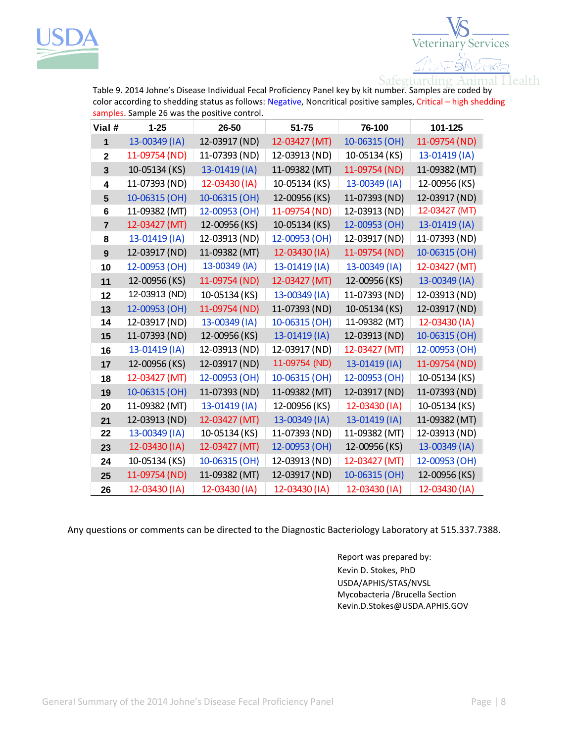Table 9. 2014 Johne's Disease Individual Fecal Proficiency Panel key by kit number. Samples are coded by color according to shedding status as follows: Negative, Noncritical positive samples, Critical – high shedding samples. Sample 26 was the positive control.

| Vial # | 1-25 | 26-50 | 51-75 | 76-100 | 101-125 |
|---|---|---|---|---|---|
| 1 | 13-00349 (IA) | 12-03917 (ND) | 12-03427 (MT) | 10-06315 (OH) | 11-09754 (ND) |
| 2 | 11-09754 (ND) | 11-07393 (ND) | 12-03913 (ND) | 10-05134 (KS) | 13-01419 (IA) |
| 3 | 10-05134 (KS) | 13-01419 (IA) | 11-09382 (MT) | 11-09754 (ND) | 11-09382 (MT) |
| 4 | 11-07393 (ND) | 12-03430 (IA) | 10-05134 (KS) | 13-00349 (IA) | 12-00956 (KS) |
| 5 | 10-06315 (OH) | 10-06315 (OH) | 12-00956 (KS) | 11-07393 (ND) | 12-03917 (ND) |
| 6 | 11-09382 (MT) | 12-00953 (OH) | 11-09754 (ND) | 12-03913 (ND) | 12-03427 (MT) |
| 7 | 12-03427 (MT) | 12-00956 (KS) | 10-05134 (KS) | 12-00953 (OH) | 13-01419 (IA) |
| 8 | 13-01419 (IA) | 12-03913 (ND) | 12-00953 (OH) | 12-03917 (ND) | 11-07393 (ND) |
| 9 | 12-03917 (ND) | 11-09382 (MT) | 12-03430 (IA) | 11-09754 (ND) | 10-06315 (OH) |
| 10 | 12-00953 (OH) | 13-00349 (IA) | 13-01419 (IA) | 13-00349 (IA) | 12-03427 (MT) |
| 11 | 12-00956 (KS) | 11-09754 (ND) | 12-03427 (MT) | 12-00956 (KS) | 13-00349 (IA) |
| 12 | 12-03913 (ND) | 10-05134 (KS) | 13-00349 (IA) | 11-07393 (ND) | 12-03913 (ND) |
| 13 | 12-00953 (OH) | 11-09754 (ND) | 11-07393 (ND) | 10-05134 (KS) | 12-03917 (ND) |
| 14 | 12-03917 (ND) | 13-00349 (IA) | 10-06315 (OH) | 11-09382 (MT) | 12-03430 (IA) |
| 15 | 11-07393 (ND) | 12-00956 (KS) | 13-01419 (IA) | 12-03913 (ND) | 10-06315 (OH) |
| 16 | 13-01419 (IA) | 12-03913 (ND) | 12-03917 (ND) | 12-03427 (MT) | 12-00953 (OH) |
| 17 | 12-00956 (KS) | 12-03917 (ND) | 11-09754 (ND) | 13-01419 (IA) | 11-09754 (ND) |
| 18 | 12-03427 (MT) | 12-00953 (OH) | 10-06315 (OH) | 12-00953 (OH) | 10-05134 (KS) |
| 19 | 10-06315 (OH) | 11-07393 (ND) | 11-09382 (MT) | 12-03917 (ND) | 11-07393 (ND) |
| 20 | 11-09382 (MT) | 13-01419 (IA) | 12-00956 (KS) | 12-03430 (IA) | 10-05134 (KS) |
| 21 | 12-03913 (ND) | 12-03427 (MT) | 13-00349 (IA) | 13-01419 (IA) | 11-09382 (MT) |
| 22 | 13-00349 (IA) | 10-05134 (KS) | 11-07393 (ND) | 11-09382 (MT) | 12-03913 (ND) |
| 23 | 12-03430 (IA) | 12-03427 (MT) | 12-00953 (OH) | 12-00956 (KS) | 13-00349 (IA) |
| 24 | 10-05134 (KS) | 10-06315 (OH) | 12-03913 (ND) | 12-03427 (MT) | 12-00953 (OH) |
| 25 | 11-09754 (ND) | 11-09382 (MT) | 12-03917 (ND) | 10-06315 (OH) | 12-00956 (KS) |
| 26 | 12-03430 (IA) | 12-03430 (IA) | 12-03430 (IA) | 12-03430 (IA) | 12-03430 (IA) |

Any questions or comments can be directed to the Diagnostic Bacteriology Laboratory at 515.337.7388.

Report was prepared by:
Kevin D. Stokes, PhD
USDA/APHIS/STAS/NVSL
Mycobacteria /Brucella Section
Kevin.D.Stokes@USDA.APHIS.GOV